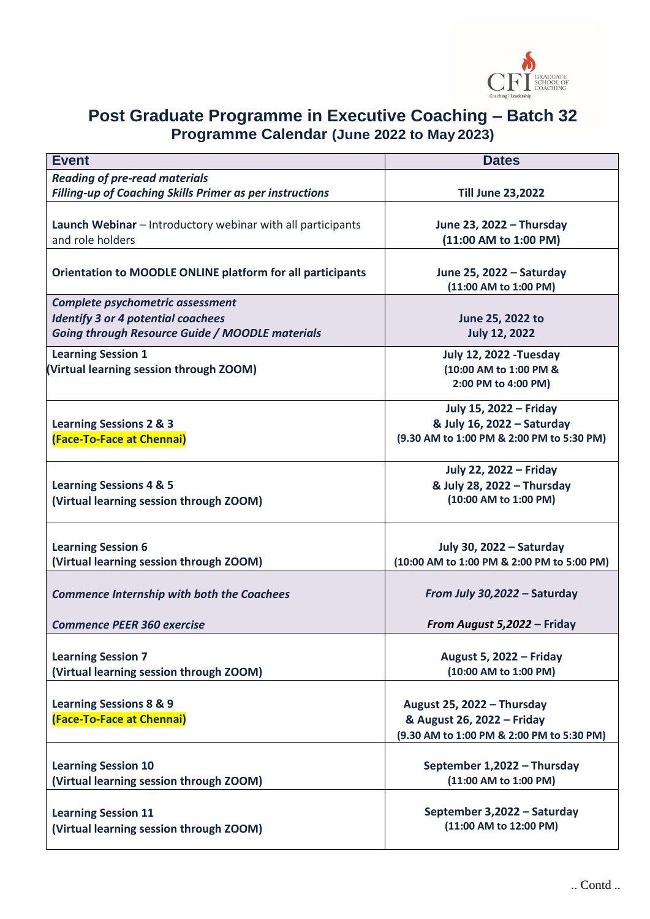# Post Graduate Programme in Executive Coaching – Batch 32

## Programme Calendar (June 2022 to May 2023)

| Event | Dates |
|---|---|
| ***Reading of pre-read materials***<br>***Filling-up of Coaching Skills Primer as per instructions*** | **Till June 23,2022** |
| **Launch Webinar** – Introductory webinar with all participants and role holders | **June 23, 2022 – Thursday**<br>**(11:00 AM to 1:00 PM)** |
| **Orientation to MOODLE ONLINE platform for all participants** | **June 25, 2022 – Saturday**<br>**(11:00 AM to 1:00 PM)** |
| ***Complete psychometric assessment***<br>***Identify 3 or 4 potential coachees***<br>***Going through Resource Guide / MOODLE materials*** | **June 25, 2022 to**<br>**July 12, 2022** |
| **Learning Session 1**<br>**(Virtual learning session through ZOOM)** | **July 12, 2022 -Tuesday**<br>**(10:00 AM to 1:00 PM &**<br>**2:00 PM to 4:00 PM)** |
| **Learning Sessions 2 & 3**<br>**(Face-To-Face at Chennai)** | **July 15, 2022 – Friday**<br>**& July 16, 2022 – Saturday**<br>**(9.30 AM to 1:00 PM & 2:00 PM to 5:30 PM)** |
| **Learning Sessions 4 & 5**<br>**(Virtual learning session through ZOOM)** | **July 22, 2022 – Friday**<br>**& July 28, 2022 – Thursday**<br>**(10:00 AM to 1:00 PM)** |
| **Learning Session 6**<br>**(Virtual learning session through ZOOM)** | **July 30, 2022 – Saturday**<br>**(10:00 AM to 1:00 PM & 2:00 PM to 5:00 PM)** |
| ***Commence Internship with both the Coachees***<br><br>***Commence PEER 360 exercise*** | ***From July 30,2022* – Saturday**<br><br>***From August 5,2022* – Friday** |
| **Learning Session 7**<br>**(Virtual learning session through ZOOM)** | **August 5, 2022 – Friday**<br>**(10:00 AM to 1:00 PM)** |
| **Learning Sessions 8 & 9**<br>**(Face-To-Face at Chennai)** | **August 25, 2022 – Thursday**<br>**& August 26, 2022 – Friday**<br>**(9.30 AM to 1:00 PM & 2:00 PM to 5:30 PM)** |
| **Learning Session 10**<br>**(Virtual learning session through ZOOM)** | **September 1,2022 – Thursday**<br>**(11:00 AM to 1:00 PM)** |
| **Learning Session 11**<br>**(Virtual learning session through ZOOM)** | **September 3,2022 – Saturday**<br>**(11:00 AM to 12:00 PM)** |

.. Contd ..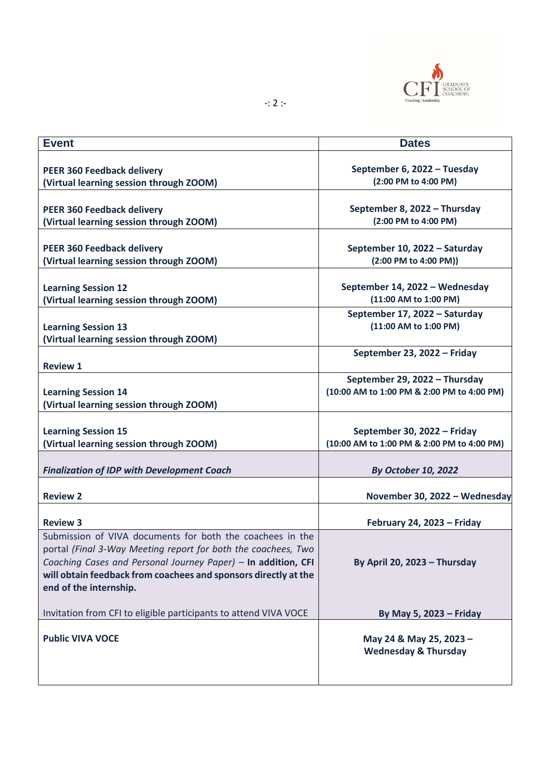| Event | Dates |
| --- | --- |
| **PEER 360 Feedback delivery (Virtual learning session through ZOOM)** | **September 6, 2022 – Tuesday (2:00 PM to 4:00 PM)** |
| **PEER 360 Feedback delivery (Virtual learning session through ZOOM)** | **September 8, 2022 – Thursday (2:00 PM to 4:00 PM)** |
| **PEER 360 Feedback delivery (Virtual learning session through ZOOM)** | **September 10, 2022 – Saturday (2:00 PM to 4:00 PM))** |
| **Learning Session 12 (Virtual learning session through ZOOM)** | **September 14, 2022 – Wednesday (11:00 AM to 1:00 PM)** |
| **Learning Session 13 (Virtual learning session through ZOOM)** | **September 17, 2022 – Saturday (11:00 AM to 1:00 PM)** |
| **Review 1** | **September 23, 2022 – Friday** |
| **Learning Session 14 (Virtual learning session through ZOOM)** | **September 29, 2022 – Thursday (10:00 AM to 1:00 PM & 2:00 PM to 4:00 PM)** |
| **Learning Session 15 (Virtual learning session through ZOOM)** | **September 30, 2022 – Friday (10:00 AM to 1:00 PM & 2:00 PM to 4:00 PM)** |
| ***Finalization of IDP with Development Coach*** | ***By October 10, 2022*** |
| **Review 2** | **November 30, 2022 – Wednesday** |
| **Review 3** | **February 24, 2023 – Friday** |
| Submission of VIVA documents for both the coachees in the portal *(Final 3-Way Meeting report for both the coachees, Two Coaching Cases and Personal Journey Paper)* – **In addition, CFI will obtain feedback from coachees and sponsors directly at the end of the internship.** | **By April 20, 2023 – Thursday** |
| Invitation from CFI to eligible participants to attend VIVA VOCE | **By May 5, 2023 – Friday** |
| **Public VIVA VOCE** | **May 24 & May 25, 2023 – Wednesday & Thursday** |